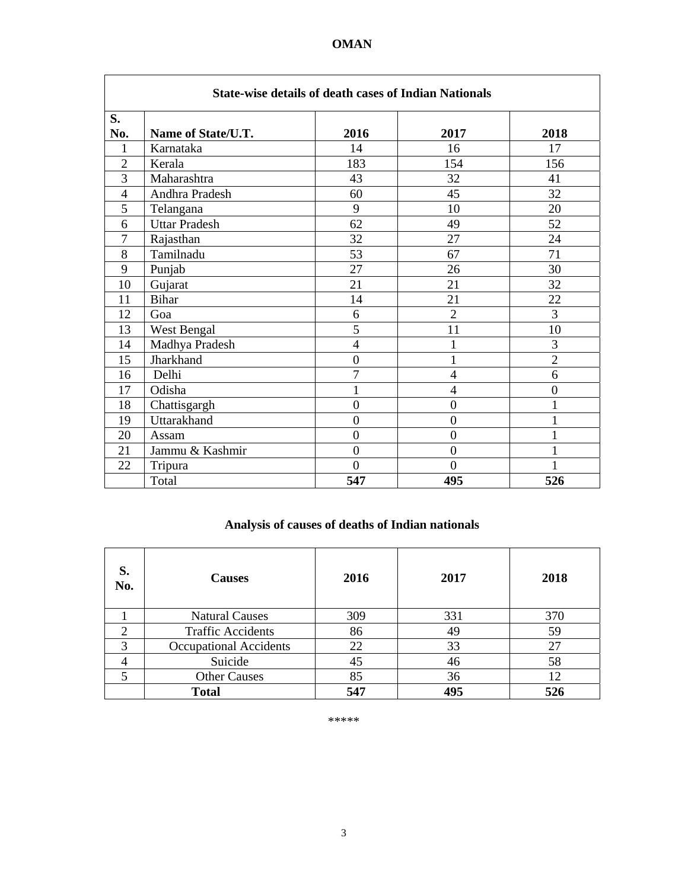# OMAN

| State-wise details of death cases of Indian Nationals | | | | |
|---|---|---|---|---|
| **S. No.** | **Name of State/U.T.** | **2016** | **2017** | **2018** |
| 1 | Karnataka | 14 | 16 | 17 |
| 2 | Kerala | 183 | 154 | 156 |
| 3 | Maharashtra | 43 | 32 | 41 |
| 4 | Andhra Pradesh | 60 | 45 | 32 |
| 5 | Telangana | 9 | 10 | 20 |
| 6 | Uttar Pradesh | 62 | 49 | 52 |
| 7 | Rajasthan | 32 | 27 | 24 |
| 8 | Tamilnadu | 53 | 67 | 71 |
| 9 | Punjab | 27 | 26 | 30 |
| 10 | Gujarat | 21 | 21 | 32 |
| 11 | Bihar | 14 | 21 | 22 |
| 12 | Goa | 6 | 2 | 3 |
| 13 | West Bengal | 5 | 11 | 10 |
| 14 | Madhya Pradesh | 4 | 1 | 3 |
| 15 | Jharkhand | 0 | 1 | 2 |
| 16 | Delhi | 7 | 4 | 6 |
| 17 | Odisha | 1 | 4 | 0 |
| 18 | Chattisgargh | 0 | 0 | 1 |
| 19 | Uttarakhand | 0 | 0 | 1 |
| 20 | Assam | 0 | 0 | 1 |
| 21 | Jammu & Kashmir | 0 | 0 | 1 |
| 22 | Tripura | 0 | 0 | 1 |
| | Total | **547** | **495** | **526** |

## Analysis of causes of deaths of Indian nationals

| S. No. | Causes | 2016 | 2017 | 2018 |
|---|---|---|---|---|
| 1 | Natural Causes | 309 | 331 | 370 |
| 2 | Traffic Accidents | 86 | 49 | 59 |
| 3 | Occupational Accidents | 22 | 33 | 27 |
| 4 | Suicide | 45 | 46 | 58 |
| 5 | Other Causes | 85 | 36 | 12 |
| | **Total** | **547** | **495** | **526** |

*****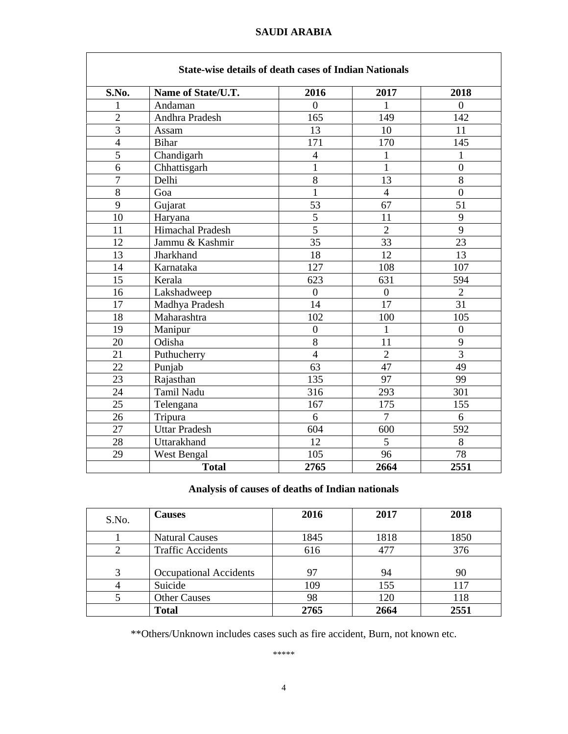## SAUDI ARABIA

**State-wise details of death cases of Indian Nationals**

| S.No. | Name of State/U.T. | 2016 | 2017 | 2018 |
|---|---|---|---|---|
| 1 | Andaman | 0 | 1 | 0 |
| 2 | Andhra Pradesh | 165 | 149 | 142 |
| 3 | Assam | 13 | 10 | 11 |
| 4 | Bihar | 171 | 170 | 145 |
| 5 | Chandigarh | 4 | 1 | 1 |
| 6 | Chhattisgarh | 1 | 1 | 0 |
| 7 | Delhi | 8 | 13 | 8 |
| 8 | Goa | 1 | 4 | 0 |
| 9 | Gujarat | 53 | 67 | 51 |
| 10 | Haryana | 5 | 11 | 9 |
| 11 | Himachal Pradesh | 5 | 2 | 9 |
| 12 | Jammu & Kashmir | 35 | 33 | 23 |
| 13 | Jharkhand | 18 | 12 | 13 |
| 14 | Karnataka | 127 | 108 | 107 |
| 15 | Kerala | 623 | 631 | 594 |
| 16 | Lakshadweep | 0 | 0 | 2 |
| 17 | Madhya Pradesh | 14 | 17 | 31 |
| 18 | Maharashtra | 102 | 100 | 105 |
| 19 | Manipur | 0 | 1 | 0 |
| 20 | Odisha | 8 | 11 | 9 |
| 21 | Puthucherry | 4 | 2 | 3 |
| 22 | Punjab | 63 | 47 | 49 |
| 23 | Rajasthan | 135 | 97 | 99 |
| 24 | Tamil Nadu | 316 | 293 | 301 |
| 25 | Telengana | 167 | 175 | 155 |
| 26 | Tripura | 6 | 7 | 6 |
| 27 | Uttar Pradesh | 604 | 600 | 592 |
| 28 | Uttarakhand | 12 | 5 | 8 |
| 29 | West Bengal | 105 | 96 | 78 |
| | **Total** | **2765** | **2664** | **2551** |

**Analysis of causes of deaths of Indian nationals**

| S.No. | Causes | 2016 | 2017 | 2018 |
|---|---|---|---|---|
| 1 | Natural Causes | 1845 | 1818 | 1850 |
| 2 | Traffic Accidents | 616 | 477 | 376 |
| 3 | Occupational Accidents | 97 | 94 | 90 |
| 4 | Suicide | 109 | 155 | 117 |
| 5 | Other Causes | 98 | 120 | 118 |
| | **Total** | **2765** | **2664** | **2551** |

**Others/Unknown includes cases such as fire accident, Burn, not known etc.

*****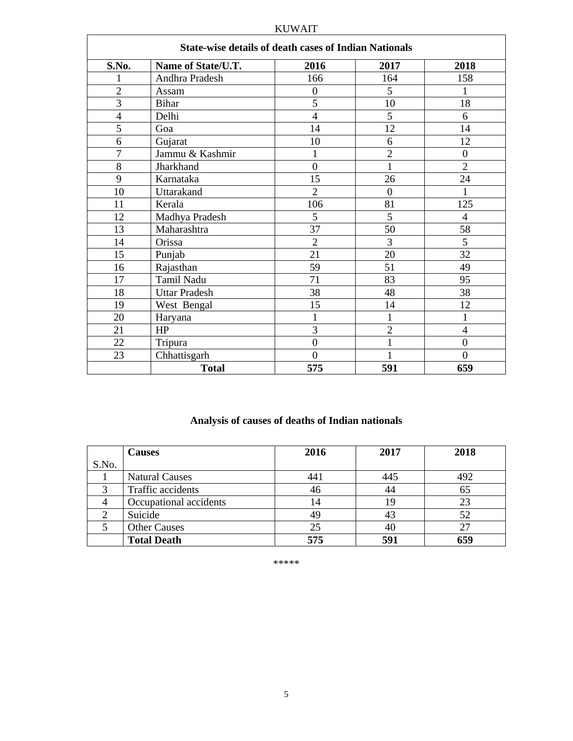KUWAIT

| State-wise details of death cases of Indian Nationals | | | | |
|---|---|---|---|---|
| **S.No.** | **Name of State/U.T.** | **2016** | **2017** | **2018** |
| 1 | Andhra Pradesh | 166 | 164 | 158 |
| 2 | Assam | 0 | 5 | 1 |
| 3 | Bihar | 5 | 10 | 18 |
| 4 | Delhi | 4 | 5 | 6 |
| 5 | Goa | 14 | 12 | 14 |
| 6 | Gujarat | 10 | 6 | 12 |
| 7 | Jammu & Kashmir | 1 | 2 | 0 |
| 8 | Jharkhand | 0 | 1 | 2 |
| 9 | Karnataka | 15 | 26 | 24 |
| 10 | Uttarakand | 2 | 0 | 1 |
| 11 | Kerala | 106 | 81 | 125 |
| 12 | Madhya Pradesh | 5 | 5 | 4 |
| 13 | Maharashtra | 37 | 50 | 58 |
| 14 | Orissa | 2 | 3 | 5 |
| 15 | Punjab | 21 | 20 | 32 |
| 16 | Rajasthan | 59 | 51 | 49 |
| 17 | Tamil Nadu | 71 | 83 | 95 |
| 18 | Uttar Pradesh | 38 | 48 | 38 |
| 19 | West Bengal | 15 | 14 | 12 |
| 20 | Haryana | 1 | 1 | 1 |
| 21 | HP | 3 | 2 | 4 |
| 22 | Tripura | 0 | 1 | 0 |
| 23 | Chhattisgarh | 0 | 1 | 0 |
| | **Total** | **575** | **591** | **659** |

## Analysis of causes of deaths of Indian nationals

| S.No. | **Causes** | **2016** | **2017** | **2018** |
|---|---|---|---|---|
| 1 | Natural Causes | 441 | 445 | 492 |
| 3 | Traffic accidents | 46 | 44 | 65 |
| 4 | Occupational accidents | 14 | 19 | 23 |
| 2 | Suicide | 49 | 43 | 52 |
| 5 | Other Causes | 25 | 40 | 27 |
| | **Total Death** | **575** | **591** | **659** |

*****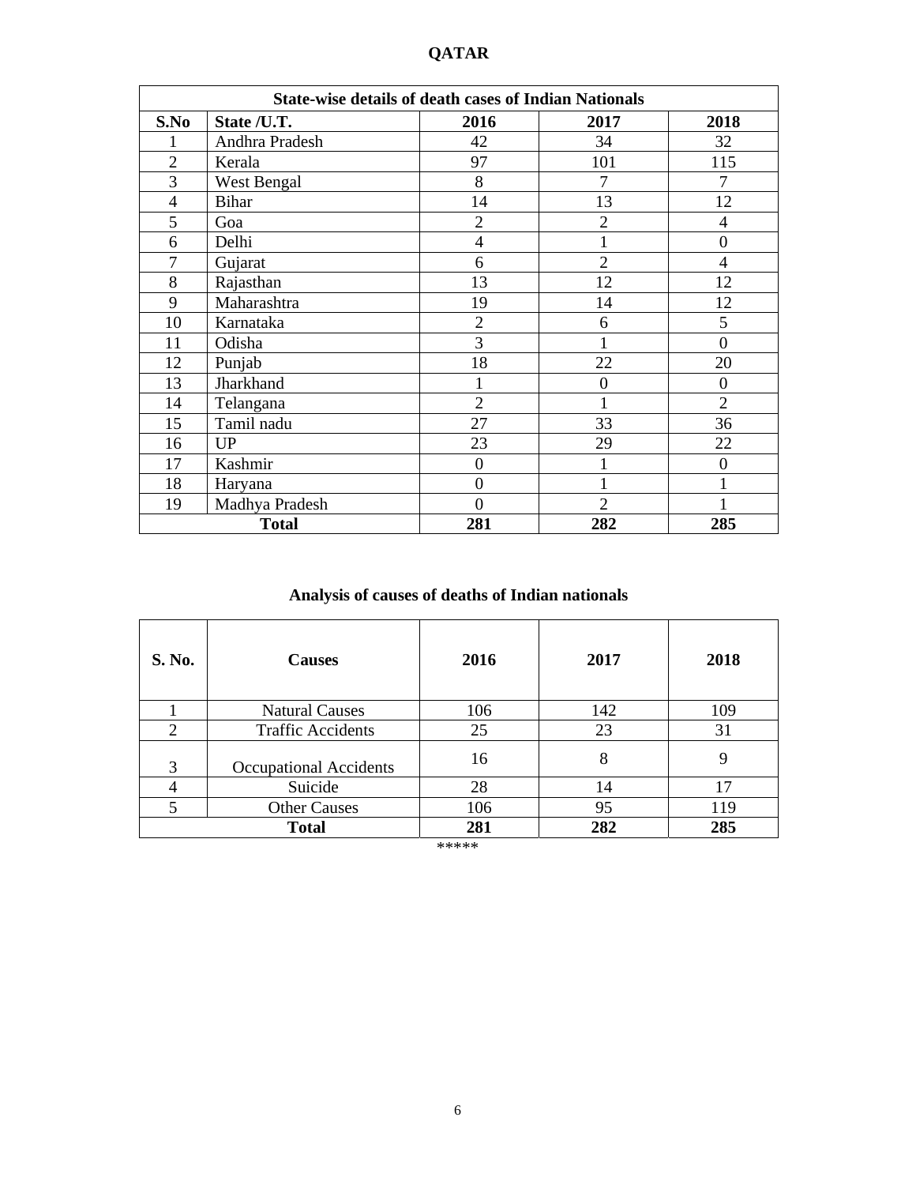# QATAR

| State-wise details of death cases of Indian Nationals | | | | |
|---|---|---|---|---|
| **S.No** | **State /U.T.** | **2016** | **2017** | **2018** |
| 1 | Andhra Pradesh | 42 | 34 | 32 |
| 2 | Kerala | 97 | 101 | 115 |
| 3 | West Bengal | 8 | 7 | 7 |
| 4 | Bihar | 14 | 13 | 12 |
| 5 | Goa | 2 | 2 | 4 |
| 6 | Delhi | 4 | 1 | 0 |
| 7 | Gujarat | 6 | 2 | 4 |
| 8 | Rajasthan | 13 | 12 | 12 |
| 9 | Maharashtra | 19 | 14 | 12 |
| 10 | Karnataka | 2 | 6 | 5 |
| 11 | Odisha | 3 | 1 | 0 |
| 12 | Punjab | 18 | 22 | 20 |
| 13 | Jharkhand | 1 | 0 | 0 |
| 14 | Telangana | 2 | 1 | 2 |
| 15 | Tamil nadu | 27 | 33 | 36 |
| 16 | UP | 23 | 29 | 22 |
| 17 | Kashmir | 0 | 1 | 0 |
| 18 | Haryana | 0 | 1 | 1 |
| 19 | Madhya Pradesh | 0 | 2 | 1 |
| **Total** | | **281** | **282** | **285** |

## Analysis of causes of deaths of Indian nationals

| S. No. | Causes | 2016 | 2017 | 2018 |
|---|---|---|---|---|
| 1 | Natural Causes | 106 | 142 | 109 |
| 2 | Traffic Accidents | 25 | 23 | 31 |
| 3 | Occupational Accidents | 16 | 8 | 9 |
| 4 | Suicide | 28 | 14 | 17 |
| 5 | Other Causes | 106 | 95 | 119 |
| **Total** | | **281** | **282** | **285** |

*****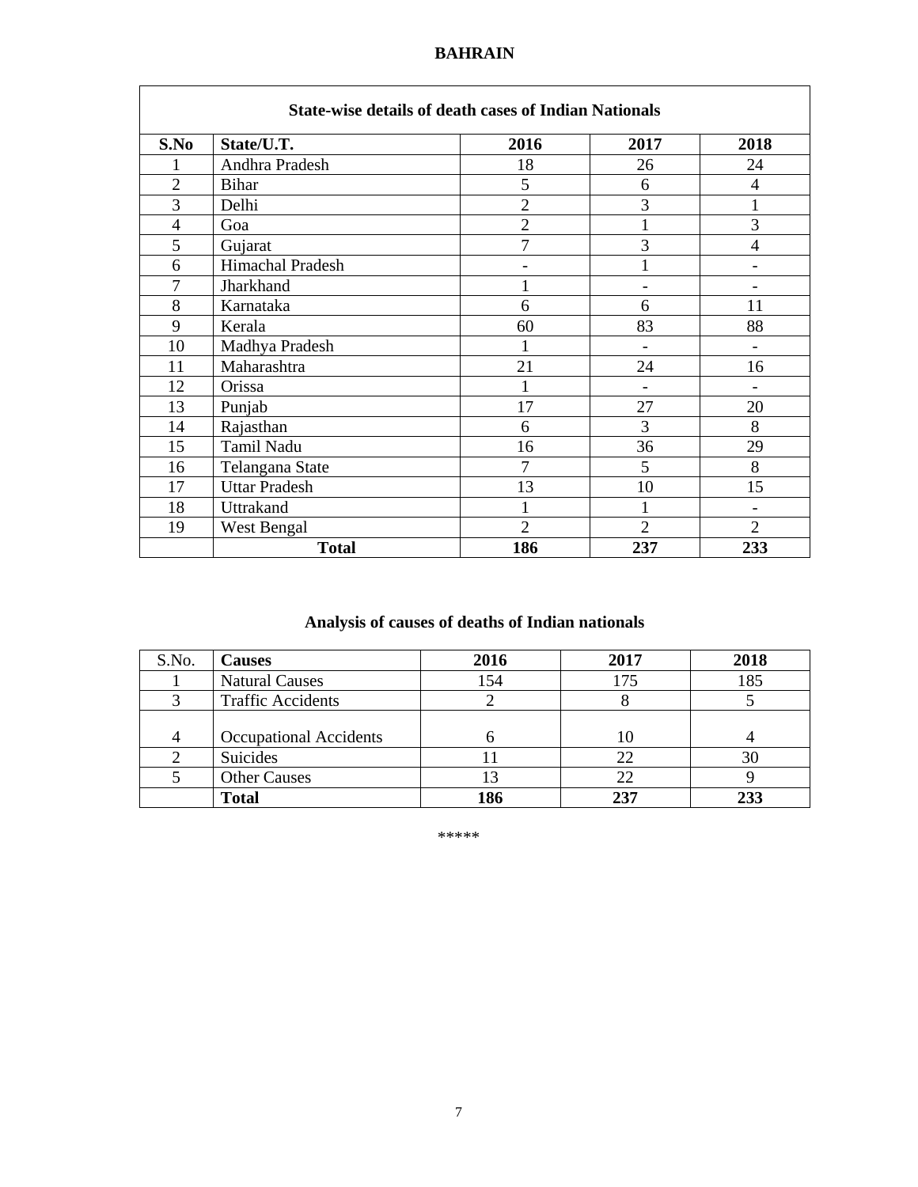## BAHRAIN

| State-wise details of death cases of Indian Nationals | | | | |
|---|---|---|---|---|
| **S.No** | **State/U.T.** | **2016** | **2017** | **2018** |
| 1 | Andhra Pradesh | 18 | 26 | 24 |
| 2 | Bihar | 5 | 6 | 4 |
| 3 | Delhi | 2 | 3 | 1 |
| 4 | Goa | 2 | 1 | 3 |
| 5 | Gujarat | 7 | 3 | 4 |
| 6 | Himachal Pradesh | - | 1 | - |
| 7 | Jharkhand | 1 | - | - |
| 8 | Karnataka | 6 | 6 | 11 |
| 9 | Kerala | 60 | 83 | 88 |
| 10 | Madhya Pradesh | 1 | - | - |
| 11 | Maharashtra | 21 | 24 | 16 |
| 12 | Orissa | 1 | - | - |
| 13 | Punjab | 17 | 27 | 20 |
| 14 | Rajasthan | 6 | 3 | 8 |
| 15 | Tamil Nadu | 16 | 36 | 29 |
| 16 | Telangana State | 7 | 5 | 8 |
| 17 | Uttar Pradesh | 13 | 10 | 15 |
| 18 | Uttrakand | 1 | 1 | - |
| 19 | West Bengal | 2 | 2 | 2 |
| | **Total** | **186** | **237** | **233** |

### Analysis of causes of deaths of Indian nationals

| S.No. | **Causes** | **2016** | **2017** | **2018** |
|---|---|---|---|---|
| 1 | Natural Causes | 154 | 175 | 185 |
| 3 | Traffic Accidents | 2 | 8 | 5 |
| 4 | Occupational Accidents | 6 | 10 | 4 |
| 2 | Suicides | 11 | 22 | 30 |
| 5 | Other Causes | 13 | 22 | 9 |
| | **Total** | **186** | **237** | **233** |

*****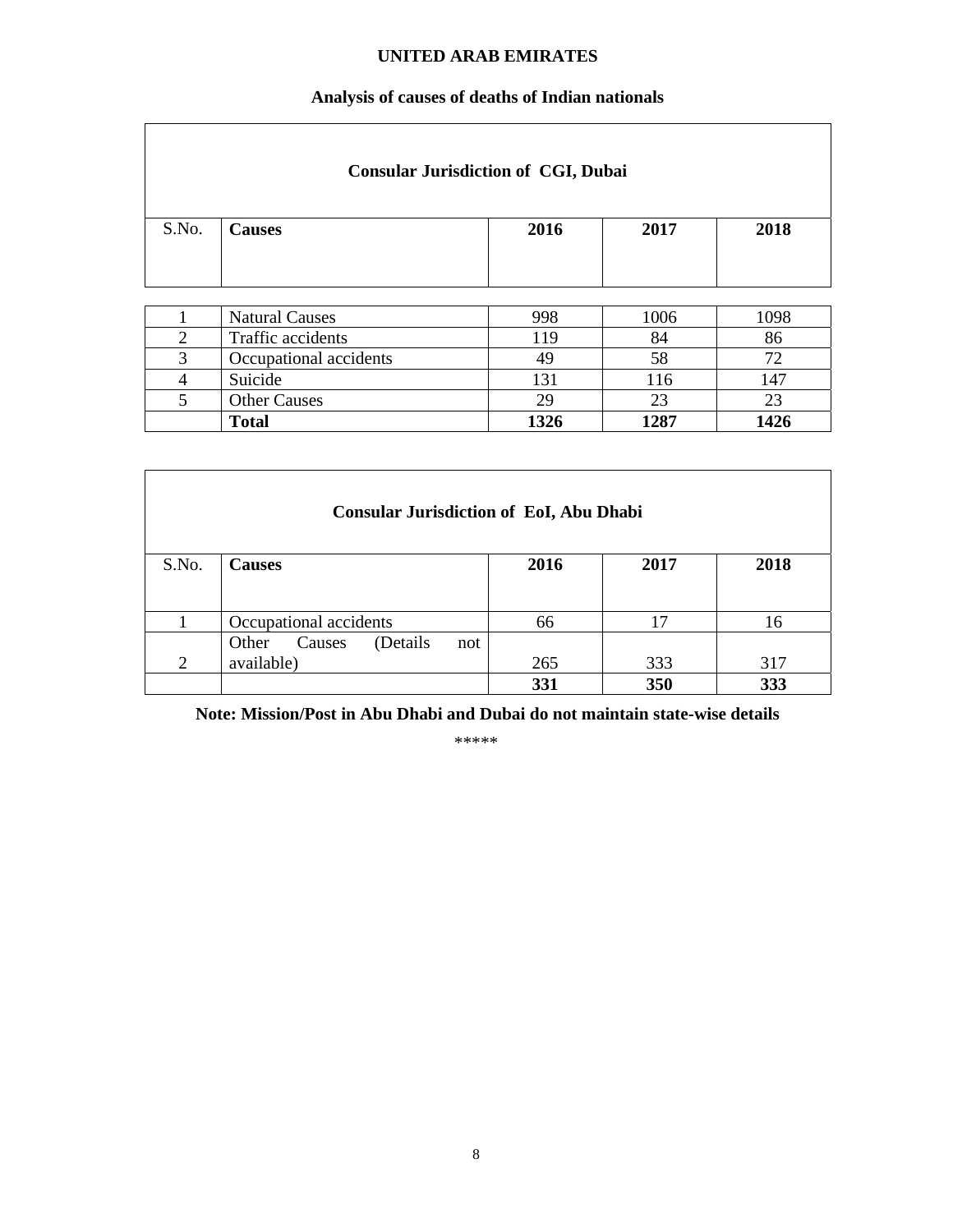**UNITED ARAB EMIRATES**

**Analysis of causes of deaths of Indian nationals**

| **Consular Jurisdiction of CGI, Dubai** | | | | |
|---|---|---|---|---|
| S.No. | **Causes** | **2016** | **2017** | **2018** |
| 1 | Natural Causes | 998 | 1006 | 1098 |
| 2 | Traffic accidents | 119 | 84 | 86 |
| 3 | Occupational accidents | 49 | 58 | 72 |
| 4 | Suicide | 131 | 116 | 147 |
| 5 | Other Causes | 29 | 23 | 23 |
| | **Total** | **1326** | **1287** | **1426** |

| **Consular Jurisdiction of EoI, Abu Dhabi** | | | | |
|---|---|---|---|---|
| S.No. | **Causes** | **2016** | **2017** | **2018** |
| 1 | Occupational accidents | 66 | 17 | 16 |
| 2 | Other Causes (Details not available) | 265 | 333 | 317 |
| | | **331** | **350** | **333** |

**Note: Mission/Post in Abu Dhabi and Dubai do not maintain state-wise details**

*****